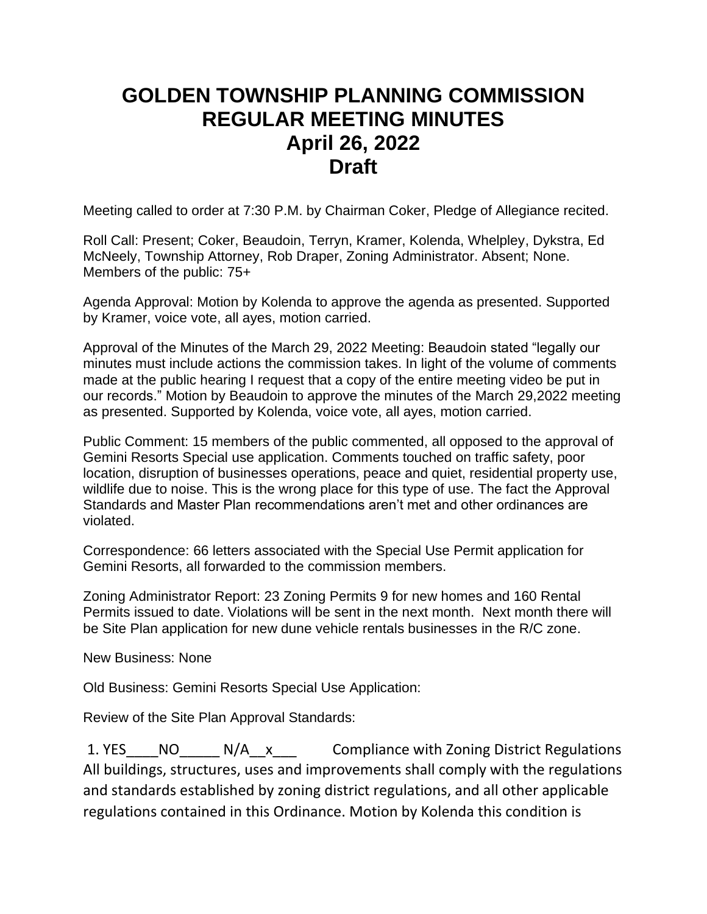# GOLDEN TOWNSHIP PLANNING COMMISSION REGULAR MEETING MINUTES April 26, 2022 Draft

Meeting called to order at 7:30 P.M. by Chairman Coker, Pledge of Allegiance recited.

Roll Call: Present; Coker, Beaudoin, Terryn, Kramer, Kolenda, Whelpley, Dykstra, Ed McNeely, Township Attorney, Rob Draper, Zoning Administrator. Absent; None. Members of the public: 75+

Agenda Approval: Motion by Kolenda to approve the agenda as presented. Supported by Kramer, voice vote, all ayes, motion carried.

Approval of the Minutes of the March 29, 2022 Meeting: Beaudoin stated "legally our minutes must include actions the commission takes. In light of the volume of comments made at the public hearing I request that a copy of the entire meeting video be put in our records." Motion by Beaudoin to approve the minutes of the March 29,2022 meeting as presented. Supported by Kolenda, voice vote, all ayes, motion carried.

Public Comment: 15 members of the public commented, all opposed to the approval of Gemini Resorts Special use application. Comments touched on traffic safety, poor location, disruption of businesses operations, peace and quiet, residential property use, wildlife due to noise. This is the wrong place for this type of use. The fact the Approval Standards and Master Plan recommendations aren't met and other ordinances are violated.

Correspondence: 66 letters associated with the Special Use Permit application for Gemini Resorts, all forwarded to the commission members.

Zoning Administrator Report: 23 Zoning Permits 9 for new homes and 160 Rental Permits issued to date. Violations will be sent in the next month. Next month there will be Site Plan application for new dune vehicle rentals businesses in the R/C zone.

New Business: None

Old Business: Gemini Resorts Special Use Application:

Review of the Site Plan Approval Standards:

1. YES____NO_____ N/A__x___ Compliance with Zoning District Regulations All buildings, structures, uses and improvements shall comply with the regulations and standards established by zoning district regulations, and all other applicable regulations contained in this Ordinance. Motion by Kolenda this condition is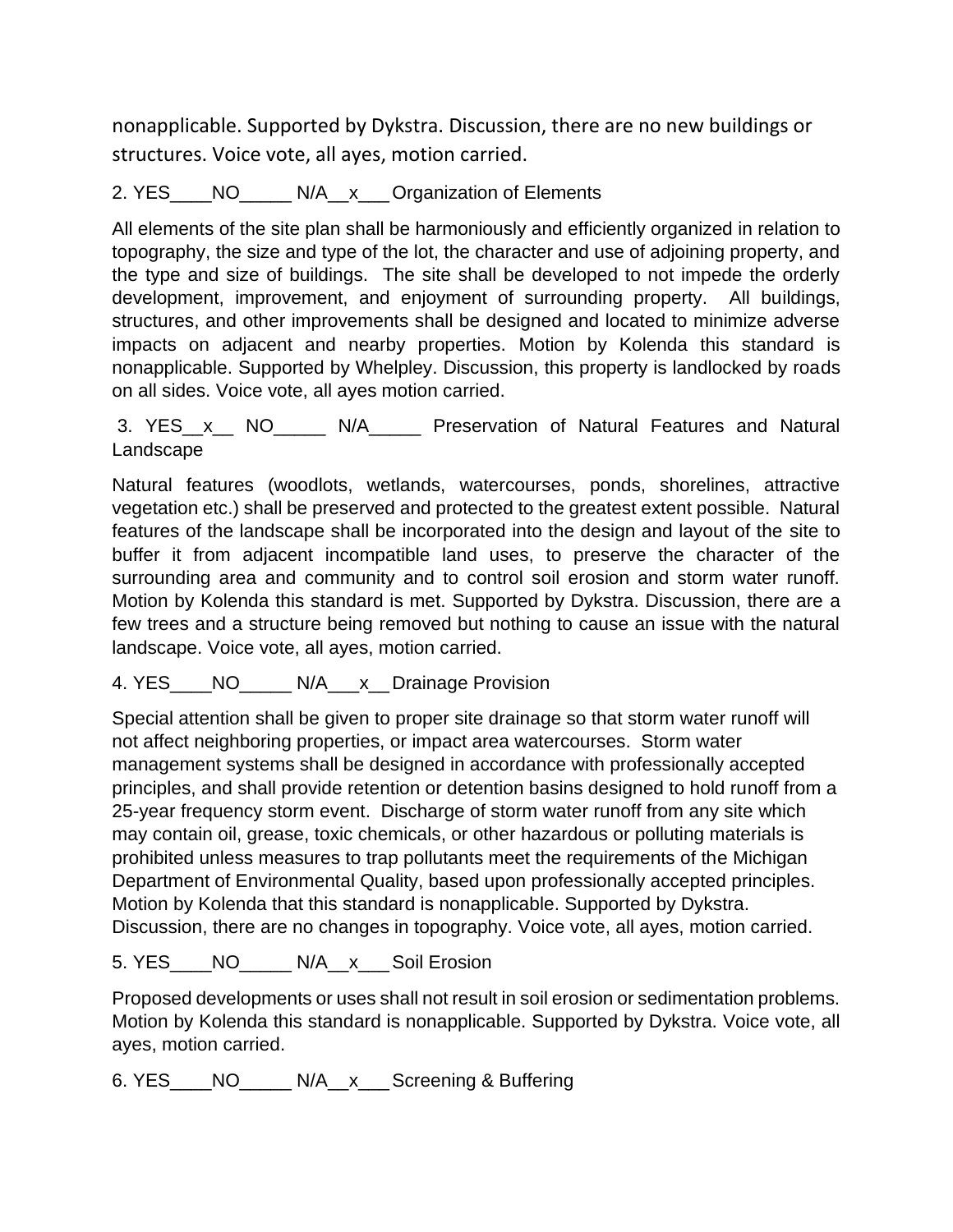nonapplicable. Supported by Dykstra. Discussion, there are no new buildings or structures. Voice vote, all ayes, motion carried.

2. YES____NO_____ N/A__x___ Organization of Elements

All elements of the site plan shall be harmoniously and efficiently organized in relation to topography, the size and type of the lot, the character and use of adjoining property, and the type and size of buildings. The site shall be developed to not impede the orderly development, improvement, and enjoyment of surrounding property. All buildings, structures, and other improvements shall be designed and located to minimize adverse impacts on adjacent and nearby properties. Motion by Kolenda this standard is nonapplicable. Supported by Whelpley. Discussion, this property is landlocked by roads on all sides. Voice vote, all ayes motion carried.

3. YES__x__ NO_____ N/A_____ Preservation of Natural Features and Natural Landscape

Natural features (woodlots, wetlands, watercourses, ponds, shorelines, attractive vegetation etc.) shall be preserved and protected to the greatest extent possible. Natural features of the landscape shall be incorporated into the design and layout of the site to buffer it from adjacent incompatible land uses, to preserve the character of the surrounding area and community and to control soil erosion and storm water runoff. Motion by Kolenda this standard is met. Supported by Dykstra. Discussion, there are a few trees and a structure being removed but nothing to cause an issue with the natural landscape. Voice vote, all ayes, motion carried.

4. YES____NO_____ N/A___x__ Drainage Provision

Special attention shall be given to proper site drainage so that storm water runoff will not affect neighboring properties, or impact area watercourses. Storm water management systems shall be designed in accordance with professionally accepted principles, and shall provide retention or detention basins designed to hold runoff from a 25-year frequency storm event. Discharge of storm water runoff from any site which may contain oil, grease, toxic chemicals, or other hazardous or polluting materials is prohibited unless measures to trap pollutants meet the requirements of the Michigan Department of Environmental Quality, based upon professionally accepted principles. Motion by Kolenda that this standard is nonapplicable. Supported by Dykstra. Discussion, there are no changes in topography. Voice vote, all ayes, motion carried.

5. YES____NO_____ N/A__x___ Soil Erosion

Proposed developments or uses shall not result in soil erosion or sedimentation problems. Motion by Kolenda this standard is nonapplicable. Supported by Dykstra. Voice vote, all ayes, motion carried.

6. YES____NO_____ N/A__x___ Screening & Buffering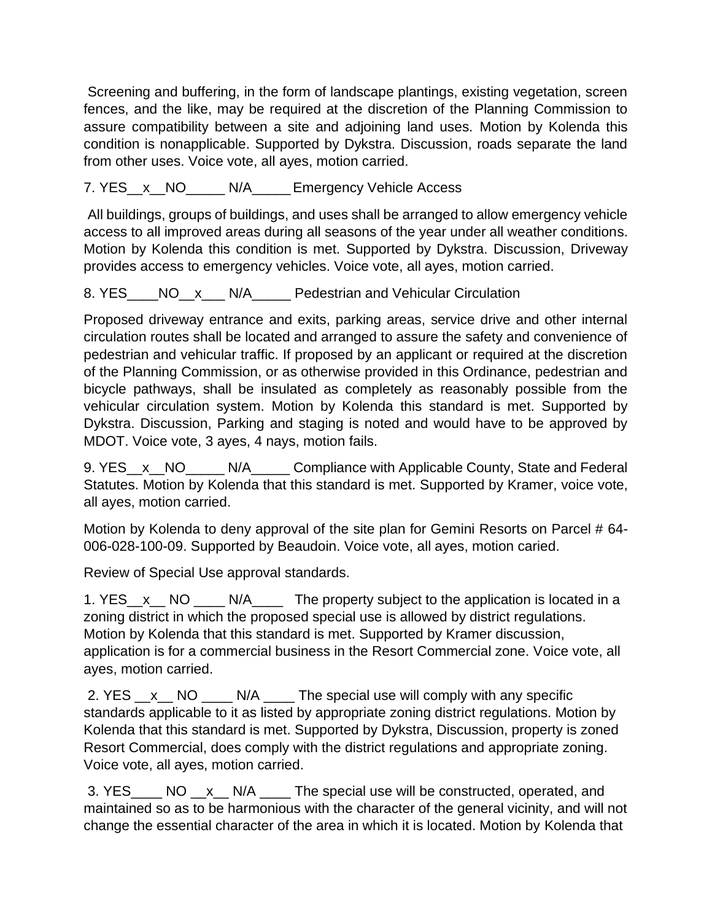Screening and buffering, in the form of landscape plantings, existing vegetation, screen fences, and the like, may be required at the discretion of the Planning Commission to assure compatibility between a site and adjoining land uses. Motion by Kolenda this condition is nonapplicable. Supported by Dykstra. Discussion, roads separate the land from other uses. Voice vote, all ayes, motion carried.

7. YES__x__NO_____ N/A_____ Emergency Vehicle Access

All buildings, groups of buildings, and uses shall be arranged to allow emergency vehicle access to all improved areas during all seasons of the year under all weather conditions. Motion by Kolenda this condition is met. Supported by Dykstra. Discussion, Driveway provides access to emergency vehicles. Voice vote, all ayes, motion carried.

8. YES____NO__x___ N/A_____ Pedestrian and Vehicular Circulation

Proposed driveway entrance and exits, parking areas, service drive and other internal circulation routes shall be located and arranged to assure the safety and convenience of pedestrian and vehicular traffic. If proposed by an applicant or required at the discretion of the Planning Commission, or as otherwise provided in this Ordinance, pedestrian and bicycle pathways, shall be insulated as completely as reasonably possible from the vehicular circulation system. Motion by Kolenda this standard is met. Supported by Dykstra. Discussion, Parking and staging is noted and would have to be approved by MDOT. Voice vote, 3 ayes, 4 nays, motion fails.

9. YES__x__NO_____ N/A_____ Compliance with Applicable County, State and Federal Statutes. Motion by Kolenda that this standard is met. Supported by Kramer, voice vote, all ayes, motion carried.

Motion by Kolenda to deny approval of the site plan for Gemini Resorts on Parcel # 64-006-028-100-09. Supported by Beaudoin. Voice vote, all ayes, motion caried.

Review of Special Use approval standards.

1. YES__x__ NO ____ N/A____ The property subject to the application is located in a zoning district in which the proposed special use is allowed by district regulations. Motion by Kolenda that this standard is met. Supported by Kramer discussion, application is for a commercial business in the Resort Commercial zone. Voice vote, all ayes, motion carried.

2. YES __x__ NO ____ N/A ____ The special use will comply with any specific standards applicable to it as listed by appropriate zoning district regulations. Motion by Kolenda that this standard is met. Supported by Dykstra, Discussion, property is zoned Resort Commercial, does comply with the district regulations and appropriate zoning. Voice vote, all ayes, motion carried.

3. YES____ NO __x__ N/A ____ The special use will be constructed, operated, and maintained so as to be harmonious with the character of the general vicinity, and will not change the essential character of the area in which it is located. Motion by Kolenda that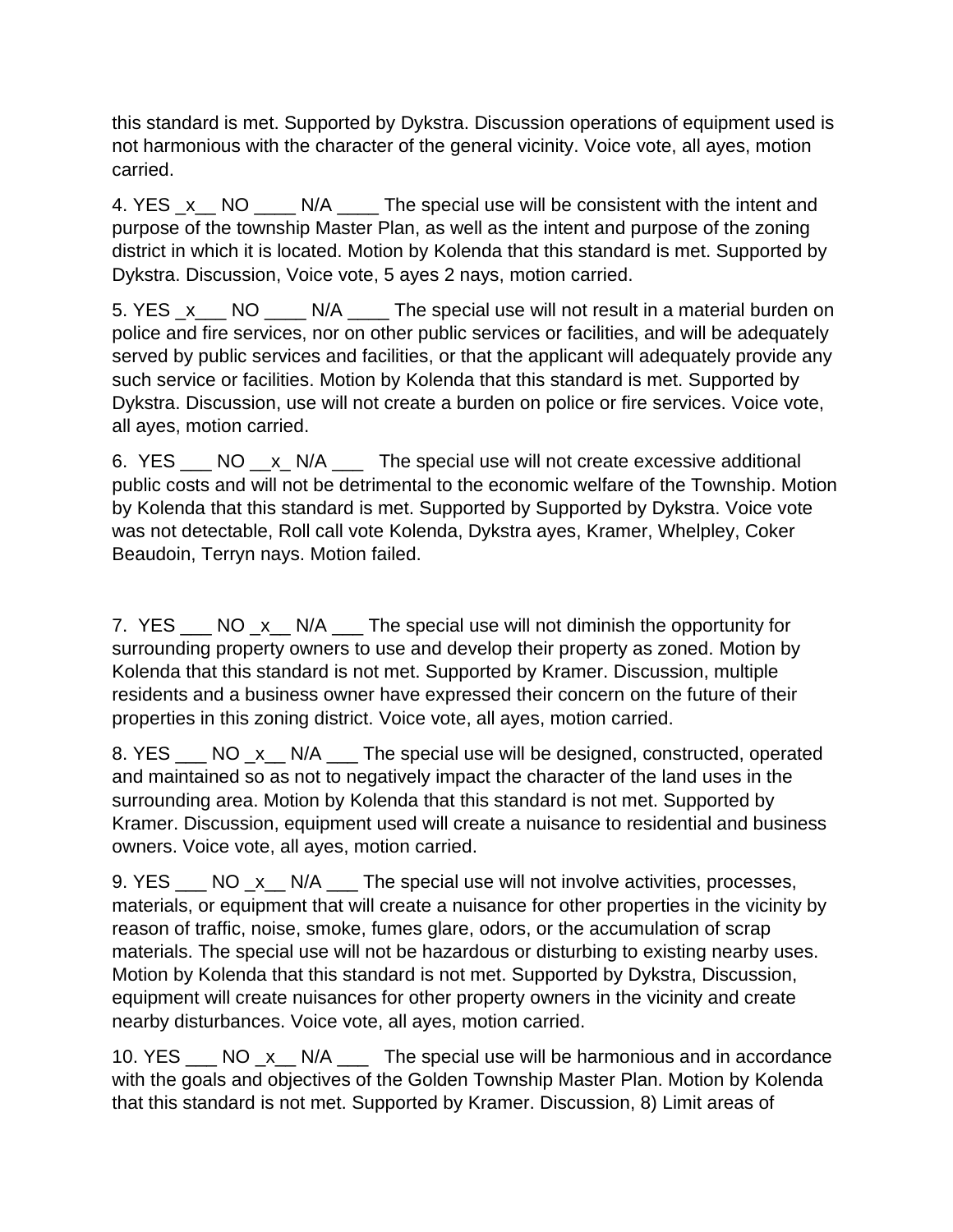this standard is met. Supported by Dykstra. Discussion operations of equipment used is not harmonious with the character of the general vicinity. Voice vote, all ayes, motion carried.

4. YES _x__ NO ____ N/A ____ The special use will be consistent with the intent and purpose of the township Master Plan, as well as the intent and purpose of the zoning district in which it is located. Motion by Kolenda that this standard is met. Supported by Dykstra. Discussion, Voice vote, 5 ayes 2 nays, motion carried.

5. YES _x___ NO ____ N/A ____ The special use will not result in a material burden on police and fire services, nor on other public services or facilities, and will be adequately served by public services and facilities, or that the applicant will adequately provide any such service or facilities. Motion by Kolenda that this standard is met. Supported by Dykstra. Discussion, use will not create a burden on police or fire services. Voice vote, all ayes, motion carried.

6. YES ___ NO __x_ N/A ___ The special use will not create excessive additional public costs and will not be detrimental to the economic welfare of the Township. Motion by Kolenda that this standard is met. Supported by Supported by Dykstra. Voice vote was not detectable, Roll call vote Kolenda, Dykstra ayes, Kramer, Whelpley, Coker Beaudoin, Terryn nays. Motion failed.

7. YES ___ NO _x__ N/A ___ The special use will not diminish the opportunity for surrounding property owners to use and develop their property as zoned. Motion by Kolenda that this standard is not met. Supported by Kramer. Discussion, multiple residents and a business owner have expressed their concern on the future of their properties in this zoning district. Voice vote, all ayes, motion carried.

8. YES ___ NO _x__ N/A ___ The special use will be designed, constructed, operated and maintained so as not to negatively impact the character of the land uses in the surrounding area. Motion by Kolenda that this standard is not met. Supported by Kramer. Discussion, equipment used will create a nuisance to residential and business owners. Voice vote, all ayes, motion carried.

9. YES ___ NO _x__ N/A ___ The special use will not involve activities, processes, materials, or equipment that will create a nuisance for other properties in the vicinity by reason of traffic, noise, smoke, fumes glare, odors, or the accumulation of scrap materials. The special use will not be hazardous or disturbing to existing nearby uses. Motion by Kolenda that this standard is not met. Supported by Dykstra, Discussion, equipment will create nuisances for other property owners in the vicinity and create nearby disturbances. Voice vote, all ayes, motion carried.

10. YES ___ NO _x__ N/A ___ The special use will be harmonious and in accordance with the goals and objectives of the Golden Township Master Plan. Motion by Kolenda that this standard is not met. Supported by Kramer. Discussion, 8) Limit areas of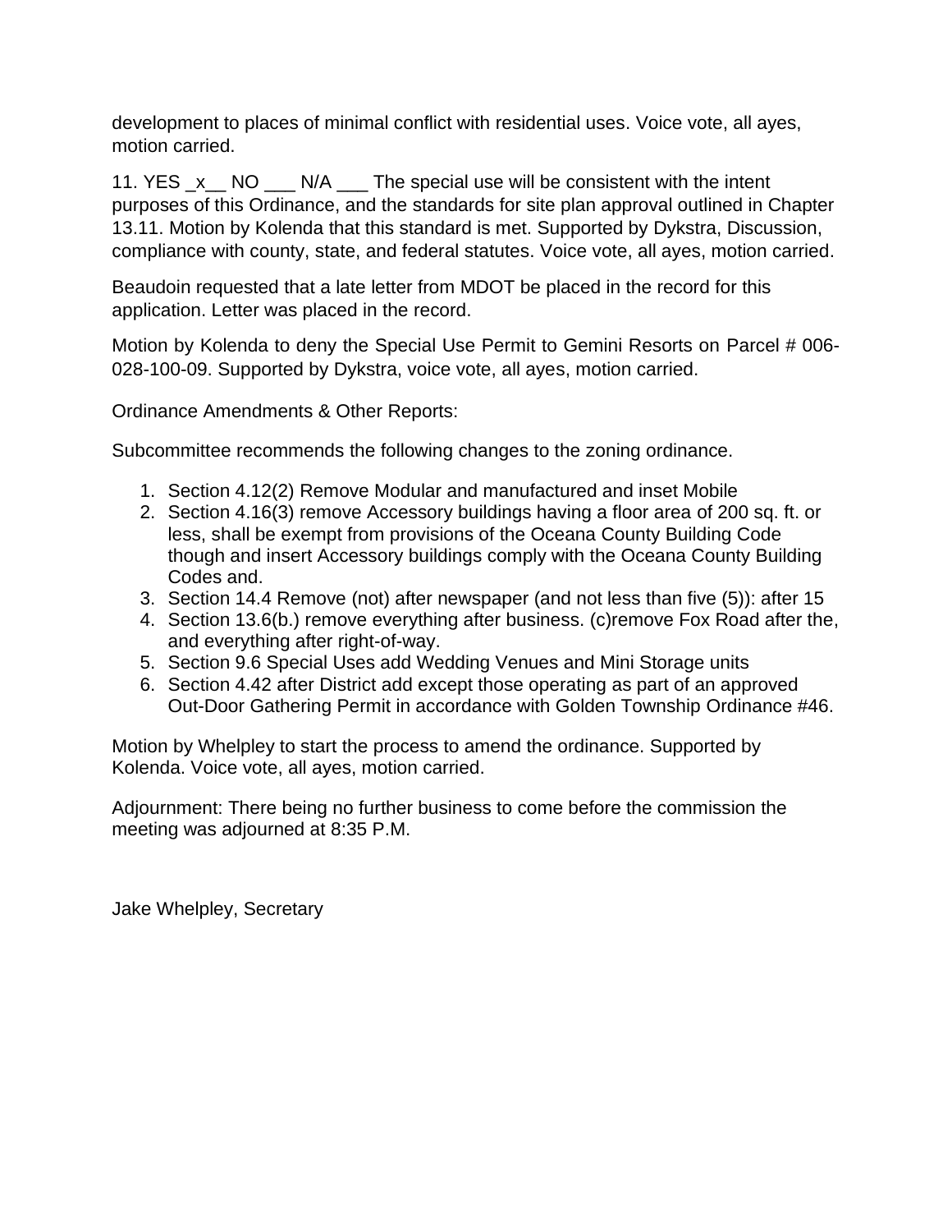development to places of minimal conflict with residential uses. Voice vote, all ayes, motion carried.

11. YES _x__ NO ___ N/A ___ The special use will be consistent with the intent purposes of this Ordinance, and the standards for site plan approval outlined in Chapter 13.11. Motion by Kolenda that this standard is met. Supported by Dykstra, Discussion, compliance with county, state, and federal statutes. Voice vote, all ayes, motion carried.

Beaudoin requested that a late letter from MDOT be placed in the record for this application. Letter was placed in the record.

Motion by Kolenda to deny the Special Use Permit to Gemini Resorts on Parcel # 006-028-100-09. Supported by Dykstra, voice vote, all ayes, motion carried.

Ordinance Amendments & Other Reports:

Subcommittee recommends the following changes to the zoning ordinance.

1. Section 4.12(2) Remove Modular and manufactured and inset Mobile
2. Section 4.16(3) remove Accessory buildings having a floor area of 200 sq. ft. or less, shall be exempt from provisions of the Oceana County Building Code though and insert Accessory buildings comply with the Oceana County Building Codes and.
3. Section 14.4 Remove (not) after newspaper (and not less than five (5)): after 15
4. Section 13.6(b.) remove everything after business. (c)remove Fox Road after the, and everything after right-of-way.
5. Section 9.6 Special Uses add Wedding Venues and Mini Storage units
6. Section 4.42 after District add except those operating as part of an approved Out-Door Gathering Permit in accordance with Golden Township Ordinance #46.

Motion by Whelpley to start the process to amend the ordinance. Supported by Kolenda. Voice vote, all ayes, motion carried.

Adjournment: There being no further business to come before the commission the meeting was adjourned at 8:35 P.M.

Jake Whelpley, Secretary